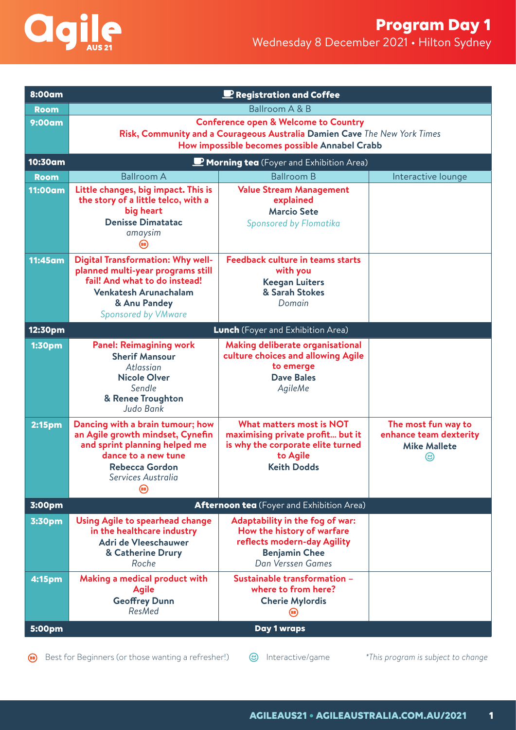# Agile AUS 21

## Program Day 1

Wednesday 8 December 2021 • Hilton Sydney

| Time | Ballroom A | Ballroom B | Interactive lounge |
|---|---|---|---|
| **8:00am** | **Registration and Coffee** | | |
| **Room** | Ballroom A & B | | |
| **9:00am** | **Conference open & Welcome to Country**<br>**Risk, Community and a Courageous Australia** **Damien Cave** *The New York Times*<br>**How impossible becomes possible** **Annabel Crabb** | | |
| **10:30am** | **Morning tea** (Foyer and Exhibition Area) | | |
| **Room** | Ballroom A | Ballroom B | Interactive lounge |
| **11:00am** | **Little changes, big impact. This is the story of a little telco, with a big heart**<br>**Denisse Dimatatac**<br>*amaysim*<br>(BB) | **Value Stream Management explained**<br>**Marcio Sete**<br>*Sponsored by Flomatika* | |
| **11:45am** | **Digital Transformation: Why well-planned multi-year programs still fail! And what to do instead!**<br>**Venkatesh Arunachalam & Anu Pandey**<br>*Sponsored by VMware* | **Feedback culture in teams starts with you**<br>**Keegan Luiters & Sarah Stokes**<br>*Domain* | |
| **12:30pm** | **Lunch** (Foyer and Exhibition Area) | | |
| **1:30pm** | **Panel: Reimagining work**<br>**Sherif Mansour**<br>*Atlassian*<br>**Nicole Olver**<br>*Sendle*<br>**& Renee Troughton**<br>*Judo Bank* | **Making deliberate organisational culture choices and allowing Agile to emerge**<br>**Dave Bales**<br>*AgileMe* | |
| **2:15pm** | **Dancing with a brain tumour; how an Agile growth mindset, Cynefin and sprint planning helped me dance to a new tune**<br>**Rebecca Gordon**<br>*Services Australia*<br>(BB) | **What matters most is NOT maximising private profit... but it is why the corporate elite turned to Agile**<br>**Keith Dodds** | **The most fun way to enhance team dexterity**<br>**Mike Mallete**<br>(Interactive/game) |
| **3:00pm** | **Afternoon tea** (Foyer and Exhibition Area) | | |
| **3:30pm** | **Using Agile to spearhead change in the healthcare industry**<br>**Adri de Vleeschauwer & Catherine Drury**<br>*Roche* | **Adaptability in the fog of war: How the history of warfare reflects modern-day Agility**<br>**Benjamin Chee**<br>*Dan Verssen Games* | |
| **4:15pm** | **Making a medical product with Agile**<br>**Geoffrey Dunn**<br>*ResMed* | **Sustainable transformation – where to from here?**<br>**Cherie Mylordis**<br>(BB) | |
| **5:00pm** | **Day 1 wraps** | | |

(BB) Best for Beginners (or those wanting a refresher!)

(☺) Interactive/game

*\*This program is subject to change*

**AGILEAUS21 • AGILEAUSTRALIA.COM.AU/2021**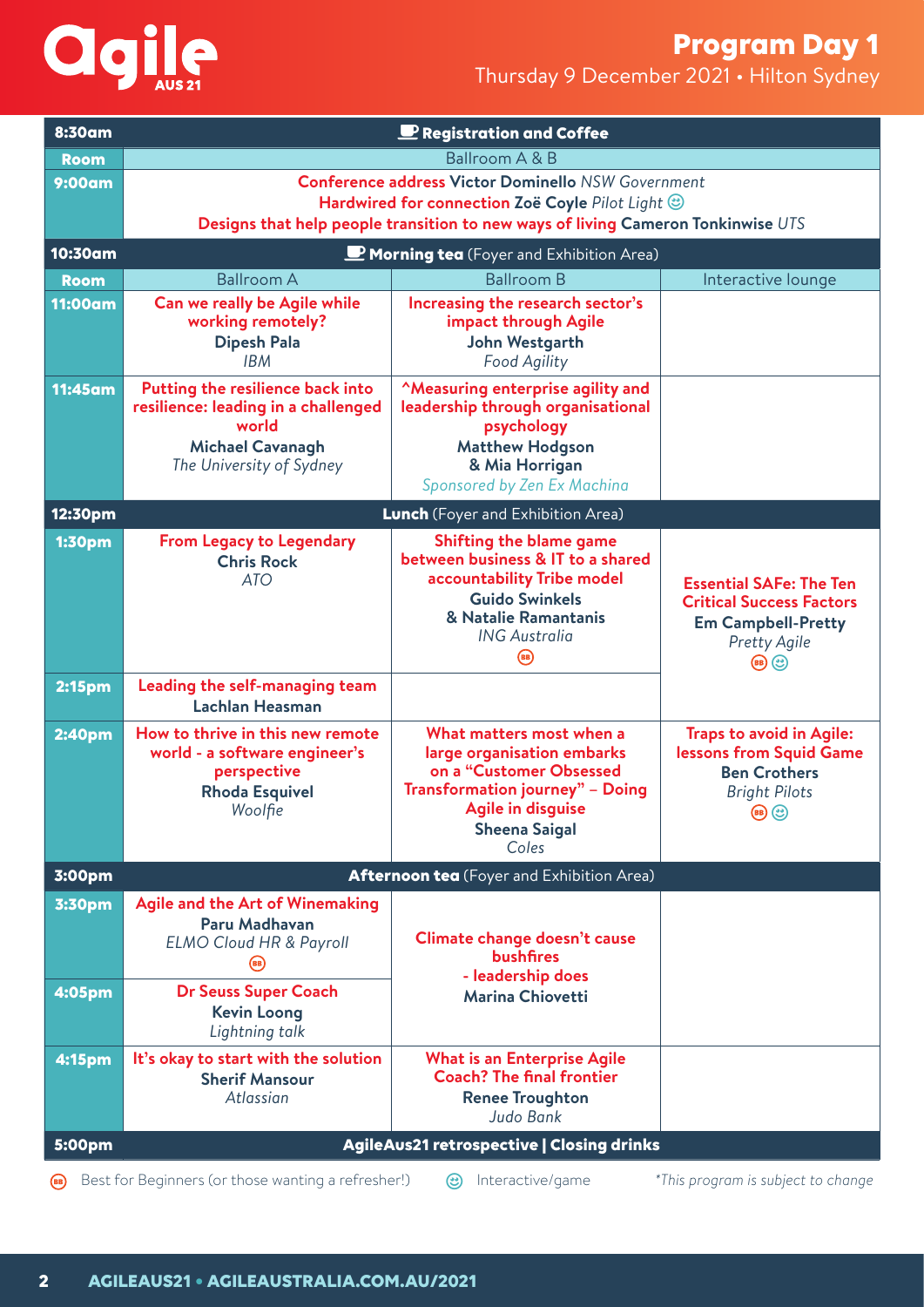# Agile AUS 21

## Program Day 1

Thursday 9 December 2021 • Hilton Sydney

| Time | Ballroom A | Ballroom B | Interactive lounge |
|---|---|---|---|
| **8:30am** | **Registration and Coffee** | | |
| **Room** | Ballroom A & B | | |
| **9:00am** | **Conference address** **Victor Dominello** *NSW Government*<br>**Hardwired for connection** **Zoë Coyle** *Pilot Light* (Interactive/game)<br>**Designs that help people transition to new ways of living** **Cameron Tonkinwise** *UTS* | | |
| **10:30am** | **Morning tea** (Foyer and Exhibition Area) | | |
| **Room** | Ballroom A | Ballroom B | Interactive lounge |
| **11:00am** | **Can we really be Agile while working remotely?**<br>**Dipesh Pala**<br>*IBM* | **Increasing the research sector's impact through Agile**<br>**John Westgarth**<br>*Food Agility* | |
| **11:45am** | **Putting the resilience back into resilience: leading in a challenged world**<br>**Michael Cavanagh**<br>*The University of Sydney* | **^Measuring enterprise agility and leadership through organisational psychology**<br>**Matthew Hodgson & Mia Horrigan**<br>*Sponsored by Zen Ex Machina* | |
| **12:30pm** | **Lunch** (Foyer and Exhibition Area) | | |
| **1:30pm** | **From Legacy to Legendary**<br>**Chris Rock**<br>*ATO* | **Shifting the blame game between business & IT to a shared accountability Tribe model**<br>**Guido Swinkels & Natalie Ramantanis**<br>*ING Australia*<br>(BB) | **Essential SAFe: The Ten Critical Success Factors**<br>**Em Campbell-Pretty**<br>*Pretty Agile*<br>(BB) (Interactive/game) |
| **2:15pm** | **Leading the self-managing team**<br>**Lachlan Heasman** | | |
| **2:40pm** | **How to thrive in this new remote world - a software engineer's perspective**<br>**Rhoda Esquivel**<br>*Woolfie* | **What matters most when a large organisation embarks on a "Customer Obsessed Transformation journey" – Doing Agile in disguise**<br>**Sheena Saigal**<br>*Coles* | **Traps to avoid in Agile: lessons from Squid Game**<br>**Ben Crothers**<br>*Bright Pilots*<br>(BB) (Interactive/game) |
| **3:00pm** | **Afternoon tea** (Foyer and Exhibition Area) | | |
| **3:30pm** | **Agile and the Art of Winemaking**<br>**Paru Madhavan**<br>*ELMO Cloud HR & Payroll*<br>(BB) | **Climate change doesn't cause bushfires - leadership does**<br>**Marina Chiovetti** | |
| **4:05pm** | **Dr Seuss Super Coach**<br>**Kevin Loong**<br>*Lightning talk* | | |
| **4:15pm** | **It's okay to start with the solution**<br>**Sherif Mansour**<br>*Atlassian* | **What is an Enterprise Agile Coach? The final frontier**<br>**Renee Troughton**<br>*Judo Bank* | |
| **5:00pm** | **AgileAus21 retrospective \| Closing drinks** | | |

(BB) Best for Beginners (or those wanting a refresher!)   (Interactive/game) Interactive/game   *This program is subject to change

AGILEAUS21 • AGILEAUSTRALIA.COM.AU/2021